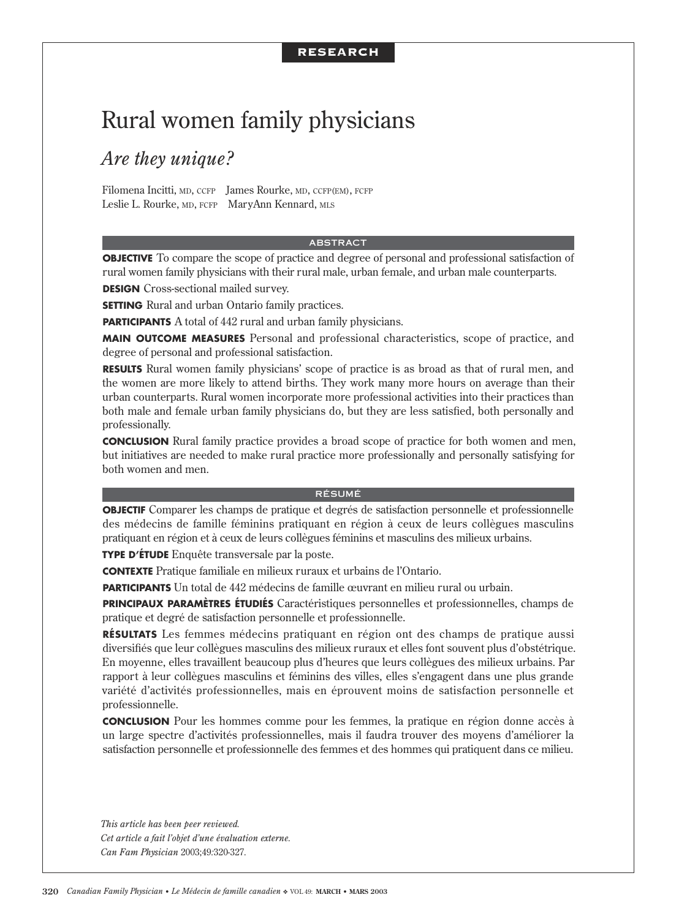RESEARCH

# Rural women family physicians

## *Are they unique?*

Filomena Incitti, MD, CCFP James Rourke, MD, CCFP(EM), FCFP
Leslie L. Rourke, MD, FCFP MaryAnn Kennard, MLS

### ABSTRACT

**OBJECTIVE** To compare the scope of practice and degree of personal and professional satisfaction of rural women family physicians with their rural male, urban female, and urban male counterparts.

**DESIGN** Cross-sectional mailed survey.

**SETTING** Rural and urban Ontario family practices.

**PARTICIPANTS** A total of 442 rural and urban family physicians.

**MAIN OUTCOME MEASURES** Personal and professional characteristics, scope of practice, and degree of personal and professional satisfaction.

**RESULTS** Rural women family physicians' scope of practice is as broad as that of rural men, and the women are more likely to attend births. They work many more hours on average than their urban counterparts. Rural women incorporate more professional activities into their practices than both male and female urban family physicians do, but they are less satisfied, both personally and professionally.

**CONCLUSION** Rural family practice provides a broad scope of practice for both women and men, but initiatives are needed to make rural practice more professionally and personally satisfying for both women and men.

### RÉSUMÉ

**OBJECTIF** Comparer les champs de pratique et degrés de satisfaction personnelle et professionnelle des médecins de famille féminins pratiquant en région à ceux de leurs collègues masculins pratiquant en région et à ceux de leurs collègues féminins et masculins des milieux urbains.

**TYPE D'ÉTUDE** Enquête transversale par la poste.

**CONTEXTE** Pratique familiale en milieux ruraux et urbains de l'Ontario.

**PARTICIPANTS** Un total de 442 médecins de famille œuvrant en milieu rural ou urbain.

**PRINCIPAUX PARAMÈTRES ÉTUDIÉS** Caractéristiques personnelles et professionnelles, champs de pratique et degré de satisfaction personnelle et professionnelle.

**RÉSULTATS** Les femmes médecins pratiquant en région ont des champs de pratique aussi diversifiés que leur collègues masculins des milieux ruraux et elles font souvent plus d'obstétrique. En moyenne, elles travaillent beaucoup plus d'heures que leurs collègues des milieux urbains. Par rapport à leur collègues masculins et féminins des villes, elles s'engagent dans une plus grande variété d'activités professionnelles, mais en éprouvent moins de satisfaction personnelle et professionnelle.

**CONCLUSION** Pour les hommes comme pour les femmes, la pratique en région donne accès à un large spectre d'activités professionnelles, mais il faudra trouver des moyens d'améliorer la satisfaction personnelle et professionnelle des femmes et des hommes qui pratiquent dans ce milieu.

*This article has been peer reviewed.*
*Cet article a fait l'objet d'une évaluation externe.*
*Can Fam Physician* 2003;49:320-327.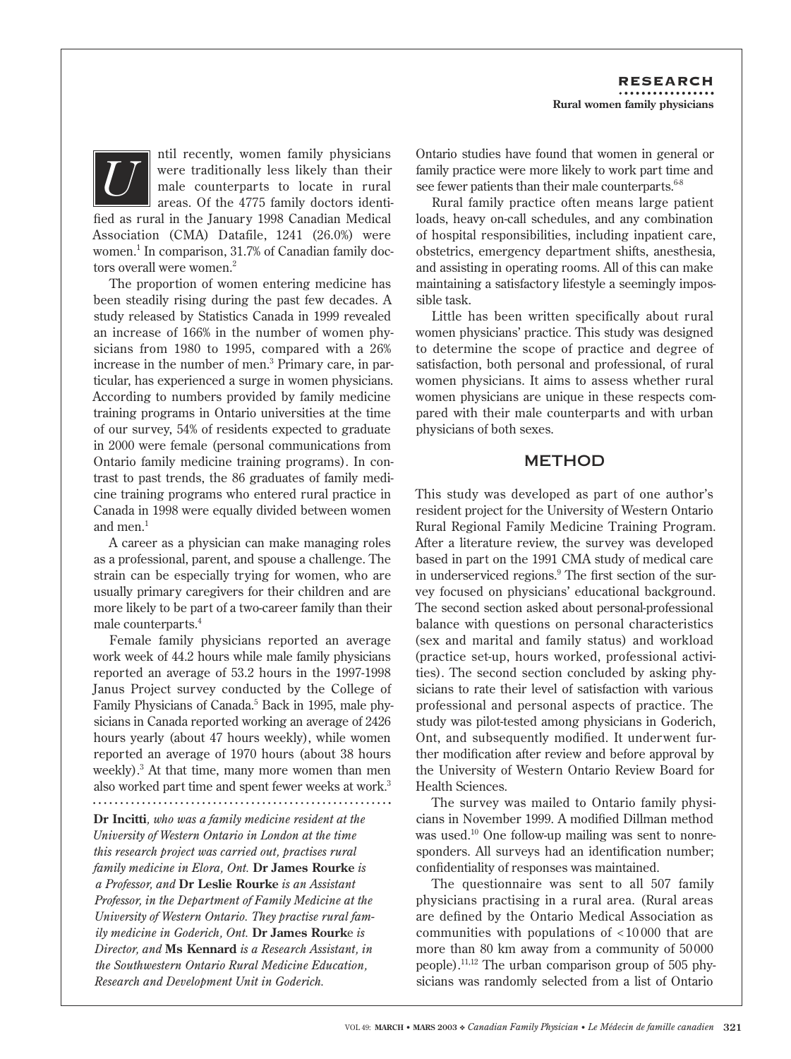Until recently, women family physicians were traditionally less likely than their male counterparts to locate in rural areas. Of the 4775 family doctors identified as rural in the January 1998 Canadian Medical Association (CMA) Datafile, 1241 (26.0%) were women.[1] In comparison, 31.7% of Canadian family doctors overall were women.[2]

The proportion of women entering medicine has been steadily rising during the past few decades. A study released by Statistics Canada in 1999 revealed an increase of 166% in the number of women physicians from 1980 to 1995, compared with a 26% increase in the number of men.[3] Primary care, in particular, has experienced a surge in women physicians. According to numbers provided by family medicine training programs in Ontario universities at the time of our survey, 54% of residents expected to graduate in 2000 were female (personal communications from Ontario family medicine training programs). In contrast to past trends, the 86 graduates of family medicine training programs who entered rural practice in Canada in 1998 were equally divided between women and men.[1]

A career as a physician can make managing roles as a professional, parent, and spouse a challenge. The strain can be especially trying for women, who are usually primary caregivers for their children and are more likely to be part of a two-career family than their male counterparts.[4]

Female family physicians reported an average work week of 44.2 hours while male family physicians reported an average of 53.2 hours in the 1997-1998 Janus Project survey conducted by the College of Family Physicians of Canada.[5] Back in 1995, male physicians in Canada reported working an average of 2426 hours yearly (about 47 hours weekly), while women reported an average of 1970 hours (about 38 hours weekly).[3] At that time, many more women than men also worked part time and spent fewer weeks at work.[3]

**Dr Incitti**, *who was a family medicine resident at the University of Western Ontario in London at the time this research project was carried out, practises rural family medicine in Elora, Ont.* **Dr James Rourke** *is a Professor, and* **Dr Leslie Rourke** *is an Assistant Professor, in the Department of Family Medicine at the University of Western Ontario. They practise rural family medicine in Goderich, Ont.* **Dr James Rourke** *is Director, and* **Ms Kennard** *is a Research Assistant, in the Southwestern Ontario Rural Medicine Education, Research and Development Unit in Goderich.*

Ontario studies have found that women in general or family practice were more likely to work part time and see fewer patients than their male counterparts.[6-8]

Rural family practice often means large patient loads, heavy on-call schedules, and any combination of hospital responsibilities, including inpatient care, obstetrics, emergency department shifts, anesthesia, and assisting in operating rooms. All of this can make maintaining a satisfactory lifestyle a seemingly impossible task.

Little has been written specifically about rural women physicians' practice. This study was designed to determine the scope of practice and degree of satisfaction, both personal and professional, of rural women physicians. It aims to assess whether rural women physicians are unique in these respects compared with their male counterparts and with urban physicians of both sexes.

## METHOD

This study was developed as part of one author's resident project for the University of Western Ontario Rural Regional Family Medicine Training Program. After a literature review, the survey was developed based in part on the 1991 CMA study of medical care in underserviced regions.[9] The first section of the survey focused on physicians' educational background. The second section asked about personal-professional balance with questions on personal characteristics (sex and marital and family status) and workload (practice set-up, hours worked, professional activities). The second section concluded by asking physicians to rate their level of satisfaction with various professional and personal aspects of practice. The study was pilot-tested among physicians in Goderich, Ont, and subsequently modified. It underwent further modification after review and before approval by the University of Western Ontario Review Board for Health Sciences.

The survey was mailed to Ontario family physicians in November 1999. A modified Dillman method was used.[10] One follow-up mailing was sent to nonresponders. All surveys had an identification number; confidentiality of responses was maintained.

The questionnaire was sent to all 507 family physicians practising in a rural area. (Rural areas are defined by the Ontario Medical Association as communities with populations of <10 000 that are more than 80 km away from a community of 50 000 people).[11,12] The urban comparison group of 505 physicians was randomly selected from a list of Ontario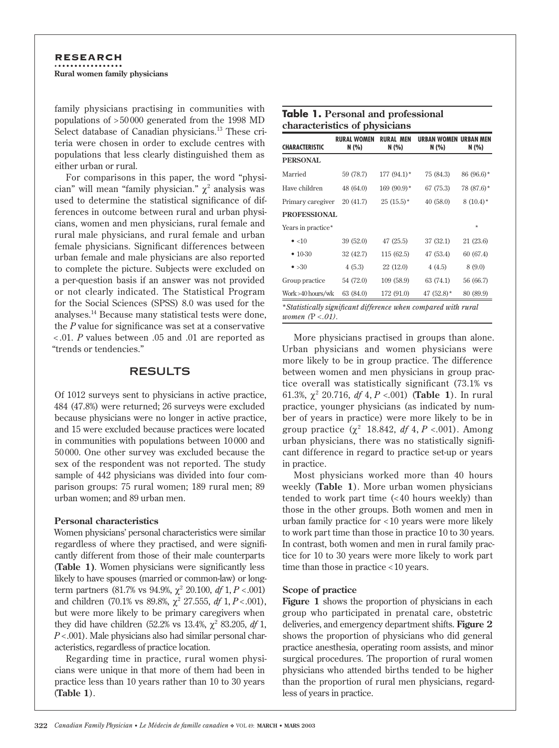family physicians practising in communities with populations of >50000 generated from the 1998 MD Select database of Canadian physicians.[13] These criteria were chosen in order to exclude centres with populations that less clearly distinguished them as either urban or rural.

For comparisons in this paper, the word "physician" will mean "family physician." $\chi^2$ analysis was used to determine the statistical significance of differences in outcome between rural and urban physicians, women and men physicians, rural female and rural male physicians, and rural female and urban female physicians. Significant differences between urban female and male physicians are also reported to complete the picture. Subjects were excluded on a per-question basis if an answer was not provided or not clearly indicated. The Statistical Program for the Social Sciences (SPSS) 8.0 was used for the analyses.[14] Because many statistical tests were done, the *P* value for significance was set at a conservative <.01. *P* values between .05 and .01 are reported as "trends or tendencies."

## RESULTS

Of 1012 surveys sent to physicians in active practice, 484 (47.8%) were returned; 26 surveys were excluded because physicians were no longer in active practice, and 15 were excluded because practices were located in communities with populations between 10000 and 50000. One other survey was excluded because the sex of the respondent was not reported. The study sample of 442 physicians was divided into four comparison groups: 75 rural women; 189 rural men; 89 urban women; and 89 urban men.

### Personal characteristics

Women physicians' personal characteristics were similar regardless of where they practised, and were significantly different from those of their male counterparts (**Table 1**). Women physicians were significantly less likely to have spouses (married or common-law) or long-term partners (81.7% vs 94.9%, $\chi^2$ 20.100, *df* 1, $P<.001$) and children (70.1% vs 89.8%, $\chi^2$ 27.555, *df* 1, $P<.001$), but were more likely to be primary caregivers when they did have children (52.2% vs 13.4%, $\chi^2$ 83.205, *df* 1, $P<.001$). Male physicians also had similar personal characteristics, regardless of practice location.

Regarding time in practice, rural women physicians were unique in that more of them had been in practice less than 10 years rather than 10 to 30 years (**Table 1**).

**Table 1. Personal and professional characteristics of physicians**

| CHARACTERISTIC | RURAL WOMEN N (%) | RURAL MEN N (%) | URBAN WOMEN N (%) | URBAN MEN N (%) |
|---|---|---|---|---|
| **PERSONAL** | | | | |
| Married | 59 (78.7) | 177 (94.1)* | 75 (84.3) | 86 (96.6)* |
| Have children | 48 (64.0) | 169 (90.9)* | 67 (75.3) | 78 (87.6)* |
| Primary caregiver | 20 (41.7) | 25 (15.5)* | 40 (58.0) | 8 (10.4)* |
| **PROFESSIONAL** | | | | |
| Years in practice* | | | | * |
| • <10 | 39 (52.0) | 47 (25.5) | 37 (32.1) | 21 (23.6) |
| • 10-30 | 32 (42.7) | 115 (62.5) | 47 (53.4) | 60 (67.4) |
| • >30 | 4 (5.3) | 22 (12.0) | 4 (4.5) | 8 (9.0) |
| Group practice | 54 (72.0) | 109 (58.9) | 63 (74.1) | 56 (66.7) |
| Work >40 hours/wk | 63 (84.0) | 172 (91.0) | 47 (52.8)* | 80 (89.9) |

*\*Statistically significant difference when compared with rural women (P <.01).*

More physicians practised in groups than alone. Urban physicians and women physicians were more likely to be in group practice. The difference between women and men physicians in group practice overall was statistically significant (73.1% vs 61.3%, $\chi^2$ 20.716, *df* 4, $P<.001$) (**Table 1**). In rural practice, younger physicians (as indicated by number of years in practice) were more likely to be in group practice ($\chi^2$ 18.842, *df* 4, $P<.001$). Among urban physicians, there was no statistically significant difference in regard to practice set-up or years in practice.

Most physicians worked more than 40 hours weekly (**Table 1**). More urban women physicians tended to work part time (<40 hours weekly) than those in the other groups. Both women and men in urban family practice for <10 years were more likely to work part time than those in practice 10 to 30 years. In contrast, both women and men in rural family practice for 10 to 30 years were more likely to work part time than those in practice <10 years.

### Scope of practice

**Figure 1** shows the proportion of physicians in each group who participated in prenatal care, obstetric deliveries, and emergency department shifts. **Figure 2** shows the proportion of physicians who did general practice anesthesia, operating room assists, and minor surgical procedures. The proportion of rural women physicians who attended births tended to be higher than the proportion of rural men physicians, regardless of years in practice.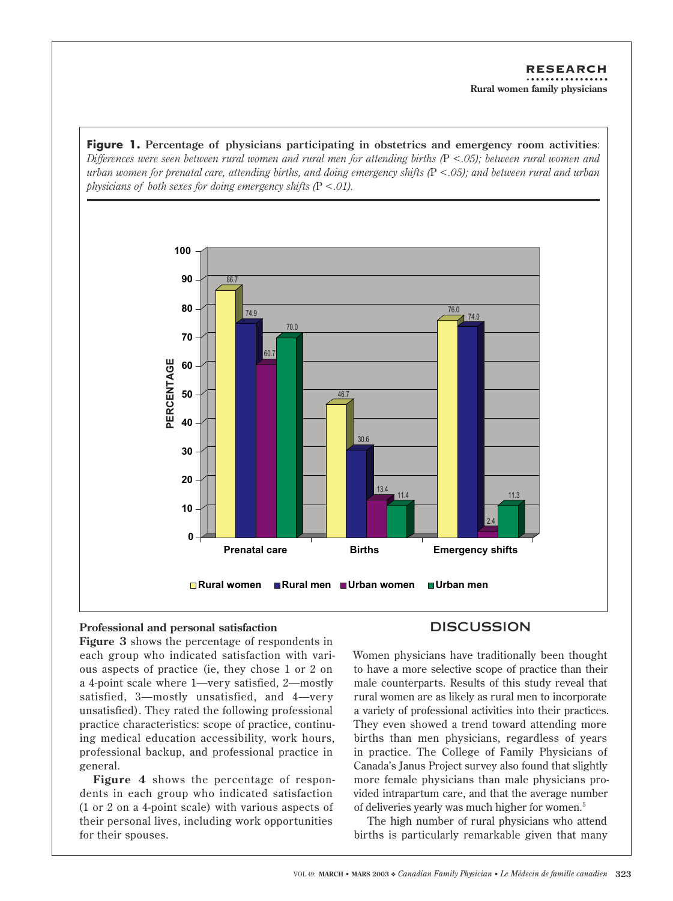**Figure 1. Percentage of physicians participating in obstetrics and emergency room activities**: *Differences were seen between rural women and rural men for attending births (P <.05); between rural women and urban women for prenatal care, attending births, and doing emergency shifts (P <.05); and between rural and urban physicians of both sexes for doing emergency shifts (P <.01).*

| | Rural women | Rural men | Urban women | Urban men |
|---|---|---|---|---|
| Prenatal care | 86.7 | 74.9 | 60.7 | 70.0 |
| Births | 46.7 | 30.6 | 13.4 | 11.4 |
| Emergency shifts | 76.0 | 74.0 | 2.4 | 11.3 |

**Professional and personal satisfaction**

**Figure 3** shows the percentage of respondents in each group who indicated satisfaction with various aspects of practice (ie, they chose 1 or 2 on a 4-point scale where 1—very satisfied, 2—mostly satisfied, 3—mostly unsatisfied, and 4—very unsatisfied). They rated the following professional practice characteristics: scope of practice, continuing medical education accessibility, work hours, professional backup, and professional practice in general.

**Figure 4** shows the percentage of respondents in each group who indicated satisfaction (1 or 2 on a 4-point scale) with various aspects of their personal lives, including work opportunities for their spouses.

## DISCUSSION

Women physicians have traditionally been thought to have a more selective scope of practice than their male counterparts. Results of this study reveal that rural women are as likely as rural men to incorporate a variety of professional activities into their practices. They even showed a trend toward attending more births than men physicians, regardless of years in practice. The College of Family Physicians of Canada's Janus Project survey also found that slightly more female physicians than male physicians provided intrapartum care, and that the average number of deliveries yearly was much higher for women.[5]

The high number of rural physicians who attend births is particularly remarkable given that many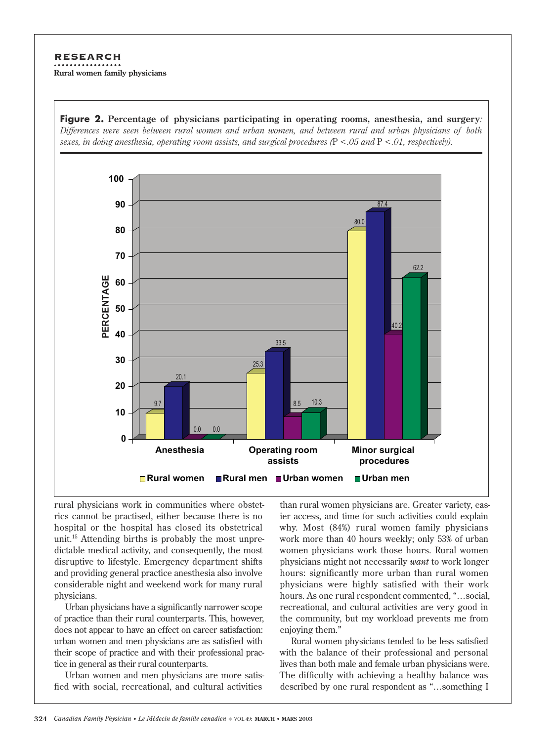**Figure 2. Percentage of physicians participating in operating rooms, anesthesia, and surgery**: *Differences were seen between rural women and urban women, and between rural and urban physicians of both sexes, in doing anesthesia, operating room assists, and surgical procedures (*$P < .05$ *and* $P < .01$*, respectively).*

| | Rural women | Rural men | Urban women | Urban men |
|---|---|---|---|---|
| Anesthesia | 9.7 | 20.1 | 0.0 | 0.0 |
| Operating room assists | 25.3 | 33.5 | 8.5 | 10.3 |
| Minor surgical procedures | 80.0 | 87.4 | 40.2 | 62.2 |

rural physicians work in communities where obstetrics cannot be practised, either because there is no hospital or the hospital has closed its obstetrical unit.[15] Attending births is probably the most unpredictable medical activity, and consequently, the most disruptive to lifestyle. Emergency department shifts and providing general practice anesthesia also involve considerable night and weekend work for many rural physicians.

Urban physicians have a significantly narrower scope of practice than their rural counterparts. This, however, does not appear to have an effect on career satisfaction: urban women and men physicians are as satisfied with their scope of practice and with their professional practice in general as their rural counterparts.

Urban women and men physicians are more satisfied with social, recreational, and cultural activities than rural women physicians are. Greater variety, easier access, and time for such activities could explain why. Most (84%) rural women family physicians work more than 40 hours weekly; only 53% of urban women physicians work those hours. Rural women physicians might not necessarily *want* to work longer hours: significantly more urban than rural women physicians were highly satisfied with their work hours. As one rural respondent commented, "…social, recreational, and cultural activities are very good in the community, but my workload prevents me from enjoying them."

Rural women physicians tended to be less satisfied with the balance of their professional and personal lives than both male and female urban physicians were. The difficulty with achieving a healthy balance was described by one rural respondent as "…something I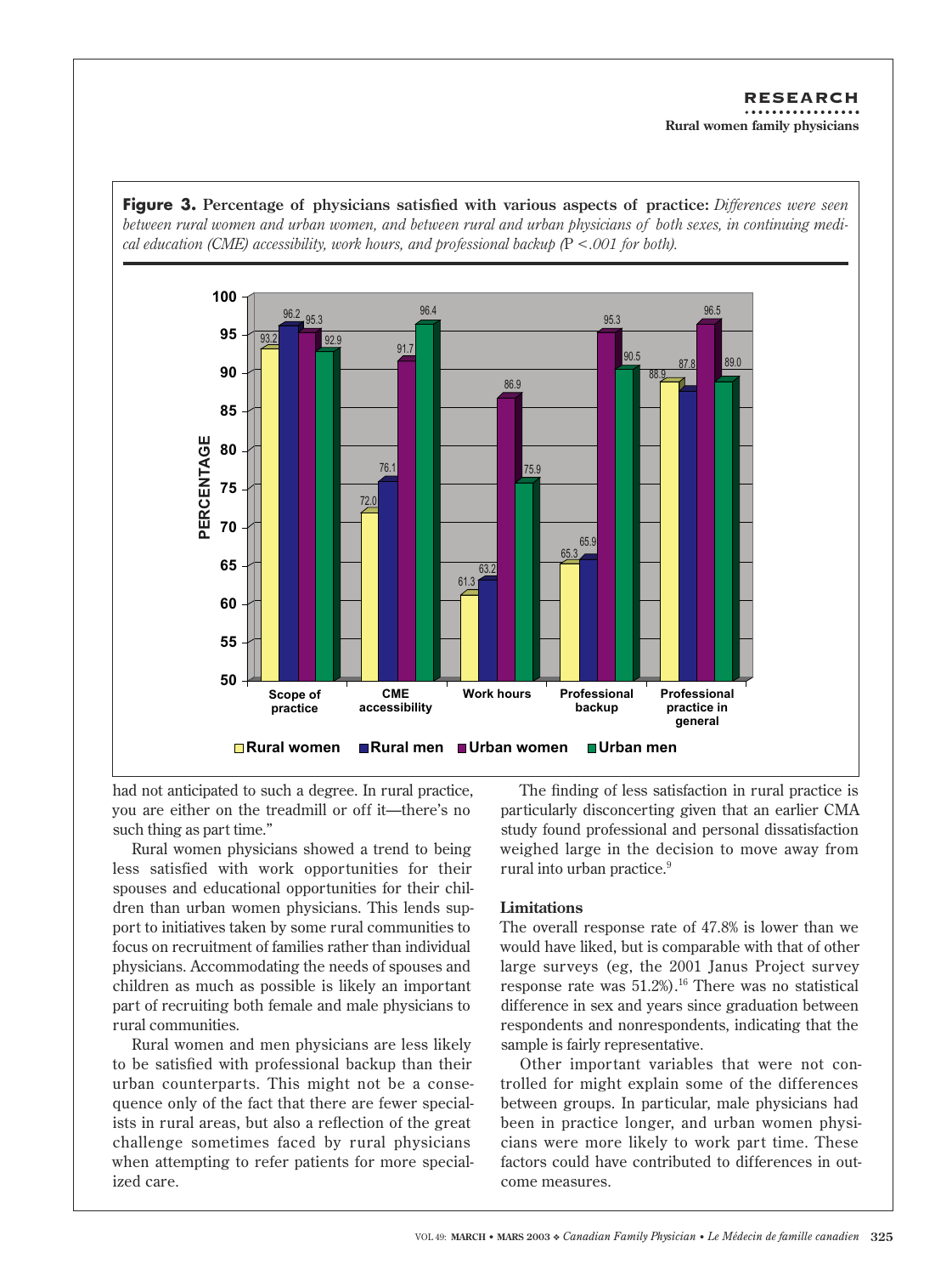**Figure 3. Percentage of physicians satisfied with various aspects of practice:** *Differences were seen between rural women and urban women, and between rural and urban physicians of both sexes, in continuing medical education (CME) accessibility, work hours, and professional backup (*P *<.001 for both).*

| | Rural women | Rural men | Urban women | Urban men |
|---|---|---|---|---|
| Scope of practice | 93.2 | 96.2 | 95.3 | 92.9 |
| CME accessibility | 72.0 | 76.1 | 91.7 | 96.4 |
| Work hours | 61.3 | 63.2 | 86.9 | 75.9 |
| Professional backup | 65.3 | 65.9 | 95.3 | 90.5 |
| Professional practice in general | 88.9 | 87.8 | 96.5 | 89.0 |

had not anticipated to such a degree. In rural practice, you are either on the treadmill or off it—there's no such thing as part time."

Rural women physicians showed a trend to being less satisfied with work opportunities for their spouses and educational opportunities for their children than urban women physicians. This lends support to initiatives taken by some rural communities to focus on recruitment of families rather than individual physicians. Accommodating the needs of spouses and children as much as possible is likely an important part of recruiting both female and male physicians to rural communities.

Rural women and men physicians are less likely to be satisfied with professional backup than their urban counterparts. This might not be a consequence only of the fact that there are fewer specialists in rural areas, but also a reflection of the great challenge sometimes faced by rural physicians when attempting to refer patients for more specialized care.

The finding of less satisfaction in rural practice is particularly disconcerting given that an earlier CMA study found professional and personal dissatisfaction weighed large in the decision to move away from rural into urban practice.[9]

### Limitations

The overall response rate of 47.8% is lower than we would have liked, but is comparable with that of other large surveys (eg, the 2001 Janus Project survey response rate was 51.2%).[16] There was no statistical difference in sex and years since graduation between respondents and nonrespondents, indicating that the sample is fairly representative.

Other important variables that were not controlled for might explain some of the differences between groups. In particular, male physicians had been in practice longer, and urban women physicians were more likely to work part time. These factors could have contributed to differences in outcome measures.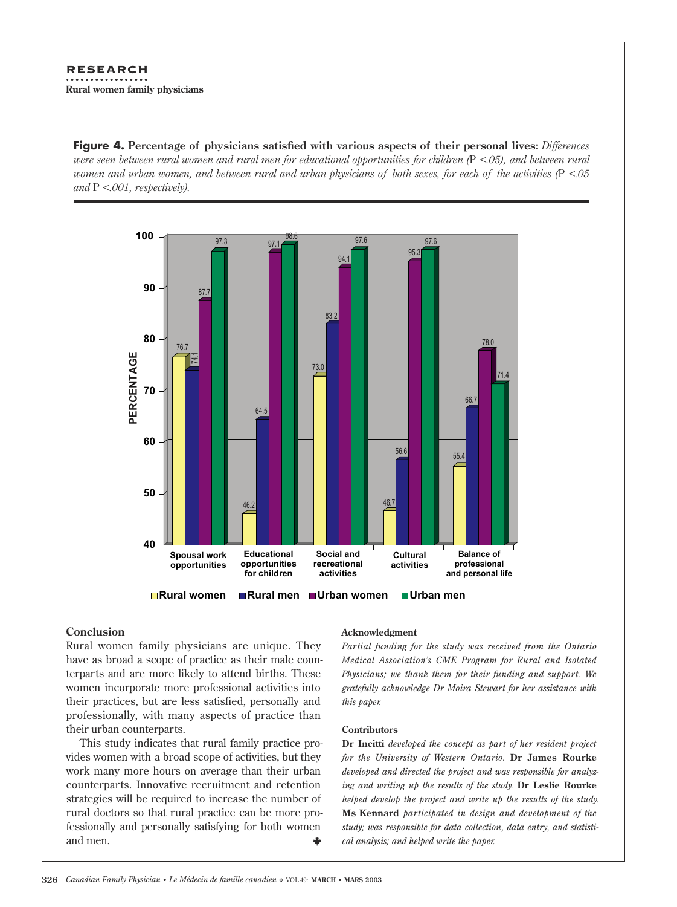**Figure 4. Percentage of physicians satisfied with various aspects of their personal lives:** *Differences were seen between rural women and rural men for educational opportunities for children (*$P < .05$*), and between rural women and urban women, and between rural and urban physicians of both sexes, for each of the activities (*$P < .05$ *and* $P < .001$*, respectively).*

| | Rural women | Rural men | Urban women | Urban men |
|---|---|---|---|---|
| Spousal work opportunities | 76.7 | 74.1 | 87.7 | 97.3 |
| Educational opportunities for children | 46.2 | 64.5 | 97.1 | 98.6 |
| Social and recreational activities | 73.0 | 83.2 | 94.1 | 97.6 |
| Cultural activities | 46.7 | 56.6 | 95.3 | 97.6 |
| Balance of professional and personal life | 55.4 | 66.7 | 78.0 | 71.4 |

## Conclusion

Rural women family physicians are unique. They have as broad a scope of practice as their male counterparts and are more likely to attend births. These women incorporate more professional activities into their practices, but are less satisfied, personally and professionally, with many aspects of practice than their urban counterparts.

This study indicates that rural family practice provides women with a broad scope of activities, but they work many more hours on average than their urban counterparts. Innovative recruitment and retention strategies will be required to increase the number of rural doctors so that rural practice can be more professionally and personally satisfying for both women and men.

### Acknowledgment

*Partial funding for the study was received from the Ontario Medical Association's CME Program for Rural and Isolated Physicians; we thank them for their funding and support. We gratefully acknowledge Dr Moira Stewart for her assistance with this paper.*

### Contributors

**Dr Incitti** *developed the concept as part of her resident project for the University of Western Ontario.* **Dr James Rourke** *developed and directed the project and was responsible for analyzing and writing up the results of the study.* **Dr Leslie Rourke** *helped develop the project and write up the results of the study.* **Ms Kennard** *participated in design and development of the study; was responsible for data collection, data entry, and statistical analysis; and helped write the paper.*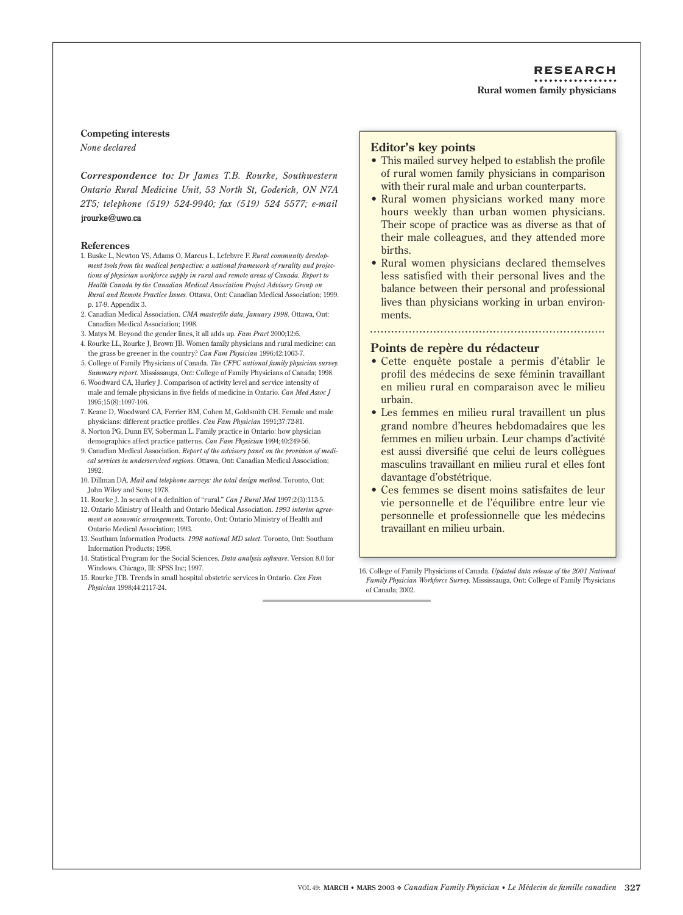**Competing interests**

*None declared*

***Correspondence to:*** *Dr James T.B. Rourke, Southwestern Ontario Rural Medicine Unit, 53 North St, Goderich, ON N7A 2T5; telephone (519) 524-9940; fax (519) 524 5577; e-mail* jrourke@uwo.ca

## References

1. Buske L, Newton YS, Adams O, Marcus L, Lefebvre F. *Rural community development tools from the medical perspective: a national framework of rurality and projections of physician workforce supply in rural and remote areas of Canada. Report to Health Canada by the Canadian Medical Association Project Advisory Group on Rural and Remote Practice Issues.* Ottawa, Ont: Canadian Medical Association; 1999. p. 17-9. Appendix 3.
2. Canadian Medical Association. *CMA masterfile data, January 1998.* Ottawa, Ont: Canadian Medical Association; 1998.
3. Matys M. Beyond the gender lines, it all adds up. *Fam Pract* 2000;12:6.
4. Rourke LL, Rourke J, Brown JB. Women family physicians and rural medicine: can the grass be greener in the country? *Can Fam Physician* 1996;42:1063-7.
5. College of Family Physicians of Canada. *The CFPC national family physician survey. Summary report.* Mississauga, Ont: College of Family Physicians of Canada; 1998.
6. Woodward CA, Hurley J. Comparison of activity level and service intensity of male and female physicians in five fields of medicine in Ontario. *Can Med Assoc J* 1995;15(8):1097-106.
7. Keane D, Woodward CA, Ferrier BM, Cohen M, Goldsmith CH. Female and male physicians: different practice profiles. *Can Fam Physician* 1991;37:72-81.
8. Norton PG, Dunn EV, Soberman L. Family practice in Ontario: how physician demographics affect practice patterns. *Can Fam Physician* 1994;40:249-56.
9. Canadian Medical Association. *Report of the advisory panel on the provision of medical services in underserviced regions.* Ottawa, Ont: Canadian Medical Association; 1992.
10. Dillman DA. *Mail and telephone surveys: the total design method.* Toronto, Ont: John Wiley and Sons; 1978.
11. Rourke J. In search of a definition of "rural." *Can J Rural Med* 1997;2(3):113-5.
12. Ontario Ministry of Health and Ontario Medical Association. *1993 interim agreement on economic arrangements.* Toronto, Ont: Ontario Ministry of Health and Ontario Medical Association; 1993.
13. Southam Information Products. *1998 national MD select.* Toronto, Ont: Southam Information Products; 1998.
14. Statistical Program for the Social Sciences. *Data analysis software.* Version 8.0 for Windows. Chicago, Ill: SPSS Inc; 1997.
15. Rourke JTB. Trends in small hospital obstetric services in Ontario. *Can Fam Physician* 1998;44:2117-24.
16. College of Family Physicians of Canada. *Updated data release of the 2001 National Family Physician Workforce Survey.* Mississauga, Ont: College of Family Physicians of Canada; 2002.

### Editor's key points

- This mailed survey helped to establish the profile of rural women family physicians in comparison with their rural male and urban counterparts.
- Rural women physicians worked many more hours weekly than urban women physicians. Their scope of practice was as diverse as that of their male colleagues, and they attended more births.
- Rural women physicians declared themselves less satisfied with their personal lives and the balance between their personal and professional lives than physicians working in urban environments.

### Points de repère du rédacteur

- Cette enquête postale a permis d'établir le profil des médecins de sexe féminin travaillant en milieu rural en comparaison avec le milieu urbain.
- Les femmes en milieu rural travaillent un plus grand nombre d'heures hebdomadaires que les femmes en milieu urbain. Leur champs d'activité est aussi diversifié que celui de leurs collègues masculins travaillant en milieu rural et elles font davantage d'obstétrique.
- Ces femmes se disent moins satisfaites de leur vie personnelle et de l'équilibre entre leur vie personnelle et professionnelle que les médecins travaillant en milieu urbain.